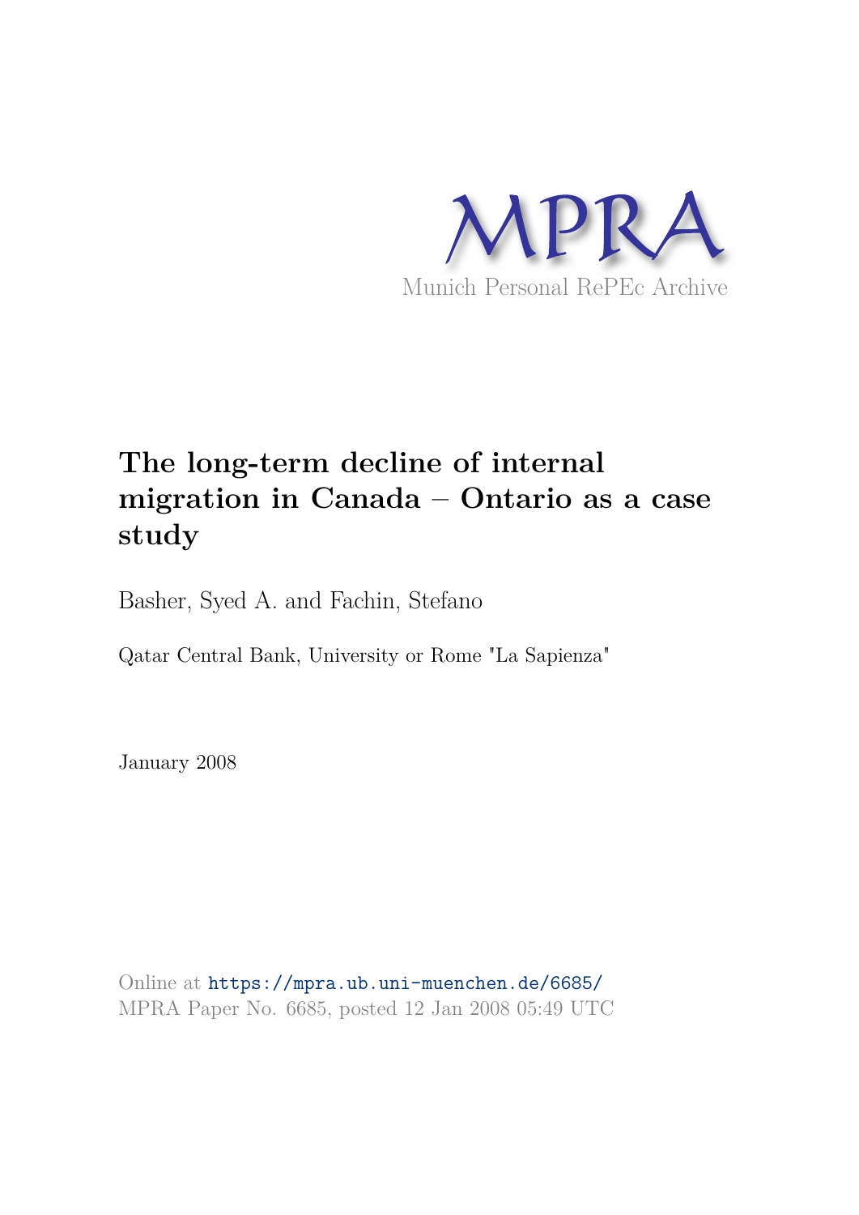MPRA

Munich Personal RePEc Archive

# The long-term decline of internal migration in Canada – Ontario as a case study

Basher, Syed A. and Fachin, Stefano

Qatar Central Bank, University or Rome "La Sapienza"

January 2008

Online at https://mpra.ub.uni-muenchen.de/6685/
MPRA Paper No. 6685, posted 12 Jan 2008 05:49 UTC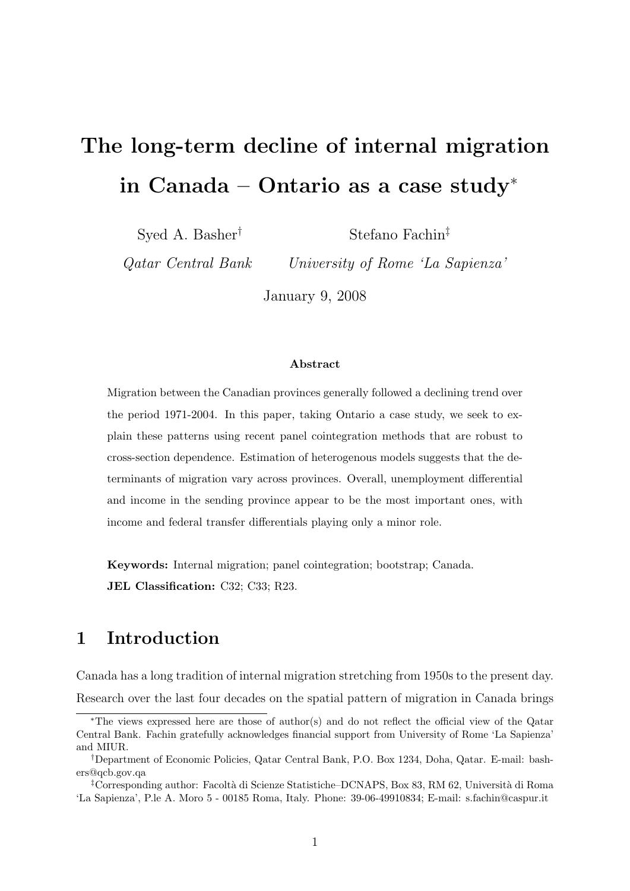# The long-term decline of internal migration in Canada – Ontario as a case study*

Syed A. Basher[†] — *Qatar Central Bank*

Stefano Fachin[‡] — *University of Rome 'La Sapienza'*

January 9, 2008

### Abstract

Migration between the Canadian provinces generally followed a declining trend over the period 1971-2004. In this paper, taking Ontario a case study, we seek to explain these patterns using recent panel cointegration methods that are robust to cross-section dependence. Estimation of heterogenous models suggests that the determinants of migration vary across provinces. Overall, unemployment differential and income in the sending province appear to be the most important ones, with income and federal transfer differentials playing only a minor role.

**Keywords:** Internal migration; panel cointegration; bootstrap; Canada.

**JEL Classification:** C32; C33; R23.

## 1 Introduction

Canada has a long tradition of internal migration stretching from 1950s to the present day. Research over the last four decades on the spatial pattern of migration in Canada brings

---

*The views expressed here are those of author(s) and do not reflect the official view of the Qatar Central Bank. Fachin gratefully acknowledges financial support from University of Rome 'La Sapienza' and MIUR.

[†]Department of Economic Policies, Qatar Central Bank, P.O. Box 1234, Doha, Qatar. E-mail: bashers@qcb.gov.qa

[‡]Corresponding author: Facoltà di Scienze Statistiche–DCNAPS, Box 83, RM 62, Università di Roma 'La Sapienza', P.le A. Moro 5 - 00185 Roma, Italy. Phone: 39-06-49910834; E-mail: s.fachin@caspur.it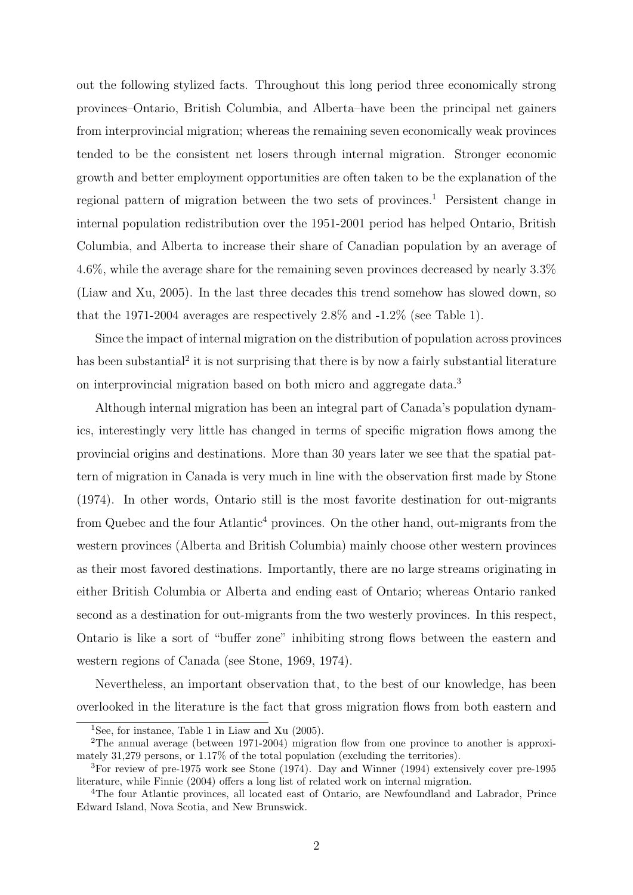out the following stylized facts. Throughout this long period three economically strong provinces–Ontario, British Columbia, and Alberta–have been the principal net gainers from interprovincial migration; whereas the remaining seven economically weak provinces tended to be the consistent net losers through internal migration. Stronger economic growth and better employment opportunities are often taken to be the explanation of the regional pattern of migration between the two sets of provinces.[1] Persistent change in internal population redistribution over the 1951-2001 period has helped Ontario, British Columbia, and Alberta to increase their share of Canadian population by an average of 4.6%, while the average share for the remaining seven provinces decreased by nearly 3.3% (Liaw and Xu, 2005). In the last three decades this trend somehow has slowed down, so that the 1971-2004 averages are respectively 2.8% and -1.2% (see Table 1).

Since the impact of internal migration on the distribution of population across provinces has been substantial[2] it is not surprising that there is by now a fairly substantial literature on interprovincial migration based on both micro and aggregate data.[3]

Although internal migration has been an integral part of Canada's population dynamics, interestingly very little has changed in terms of specific migration flows among the provincial origins and destinations. More than 30 years later we see that the spatial pattern of migration in Canada is very much in line with the observation first made by Stone (1974). In other words, Ontario still is the most favorite destination for out-migrants from Quebec and the four Atlantic[4] provinces. On the other hand, out-migrants from the western provinces (Alberta and British Columbia) mainly choose other western provinces as their most favored destinations. Importantly, there are no large streams originating in either British Columbia or Alberta and ending east of Ontario; whereas Ontario ranked second as a destination for out-migrants from the two westerly provinces. In this respect, Ontario is like a sort of "buffer zone" inhibiting strong flows between the eastern and western regions of Canada (see Stone, 1969, 1974).

Nevertheless, an important observation that, to the best of our knowledge, has been overlooked in the literature is the fact that gross migration flows from both eastern and

[1] See, for instance, Table 1 in Liaw and Xu (2005).

[2] The annual average (between 1971-2004) migration flow from one province to another is approximately 31,279 persons, or 1.17% of the total population (excluding the territories).

[3] For review of pre-1975 work see Stone (1974). Day and Winner (1994) extensively cover pre-1995 literature, while Finnie (2004) offers a long list of related work on internal migration.

[4] The four Atlantic provinces, all located east of Ontario, are Newfoundland and Labrador, Prince Edward Island, Nova Scotia, and New Brunswick.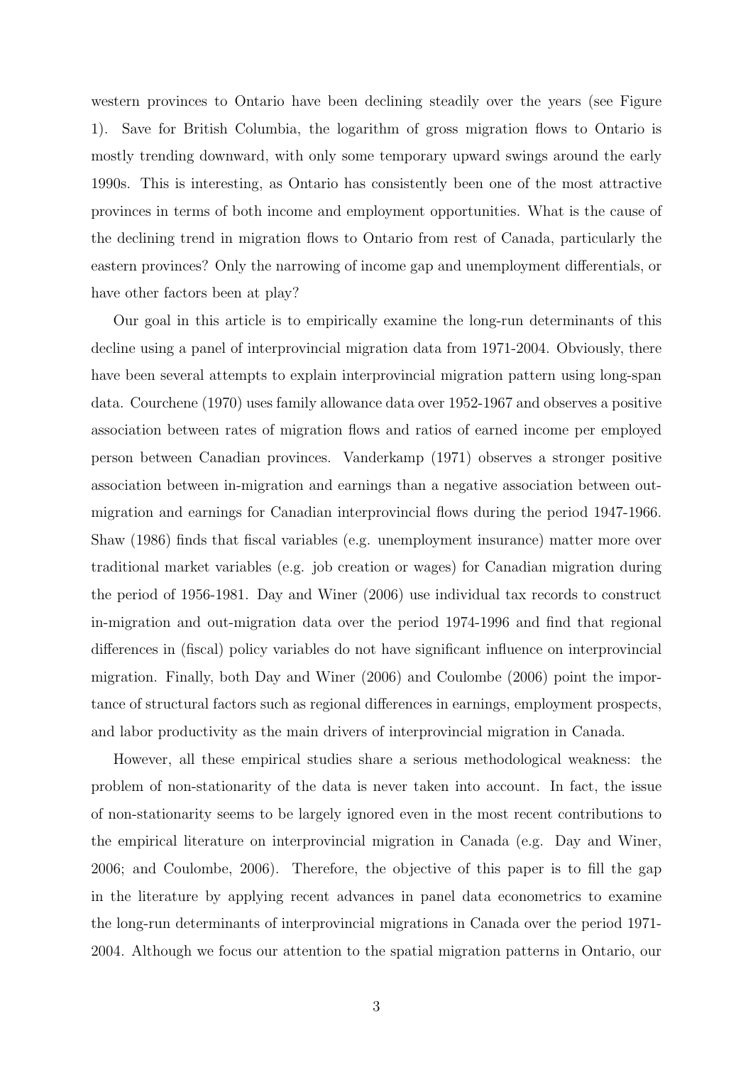western provinces to Ontario have been declining steadily over the years (see Figure 1). Save for British Columbia, the logarithm of gross migration flows to Ontario is mostly trending downward, with only some temporary upward swings around the early 1990s. This is interesting, as Ontario has consistently been one of the most attractive provinces in terms of both income and employment opportunities. What is the cause of the declining trend in migration flows to Ontario from rest of Canada, particularly the eastern provinces? Only the narrowing of income gap and unemployment differentials, or have other factors been at play?

Our goal in this article is to empirically examine the long-run determinants of this decline using a panel of interprovincial migration data from 1971-2004. Obviously, there have been several attempts to explain interprovincial migration pattern using long-span data. Courchene (1970) uses family allowance data over 1952-1967 and observes a positive association between rates of migration flows and ratios of earned income per employed person between Canadian provinces. Vanderkamp (1971) observes a stronger positive association between in-migration and earnings than a negative association between out-migration and earnings for Canadian interprovincial flows during the period 1947-1966. Shaw (1986) finds that fiscal variables (e.g. unemployment insurance) matter more over traditional market variables (e.g. job creation or wages) for Canadian migration during the period of 1956-1981. Day and Winer (2006) use individual tax records to construct in-migration and out-migration data over the period 1974-1996 and find that regional differences in (fiscal) policy variables do not have significant influence on interprovincial migration. Finally, both Day and Winer (2006) and Coulombe (2006) point the importance of structural factors such as regional differences in earnings, employment prospects, and labor productivity as the main drivers of interprovincial migration in Canada.

However, all these empirical studies share a serious methodological weakness: the problem of non-stationarity of the data is never taken into account. In fact, the issue of non-stationarity seems to be largely ignored even in the most recent contributions to the empirical literature on interprovincial migration in Canada (e.g. Day and Winer, 2006; and Coulombe, 2006). Therefore, the objective of this paper is to fill the gap in the literature by applying recent advances in panel data econometrics to examine the long-run determinants of interprovincial migrations in Canada over the period 1971-2004. Although we focus our attention to the spatial migration patterns in Ontario, our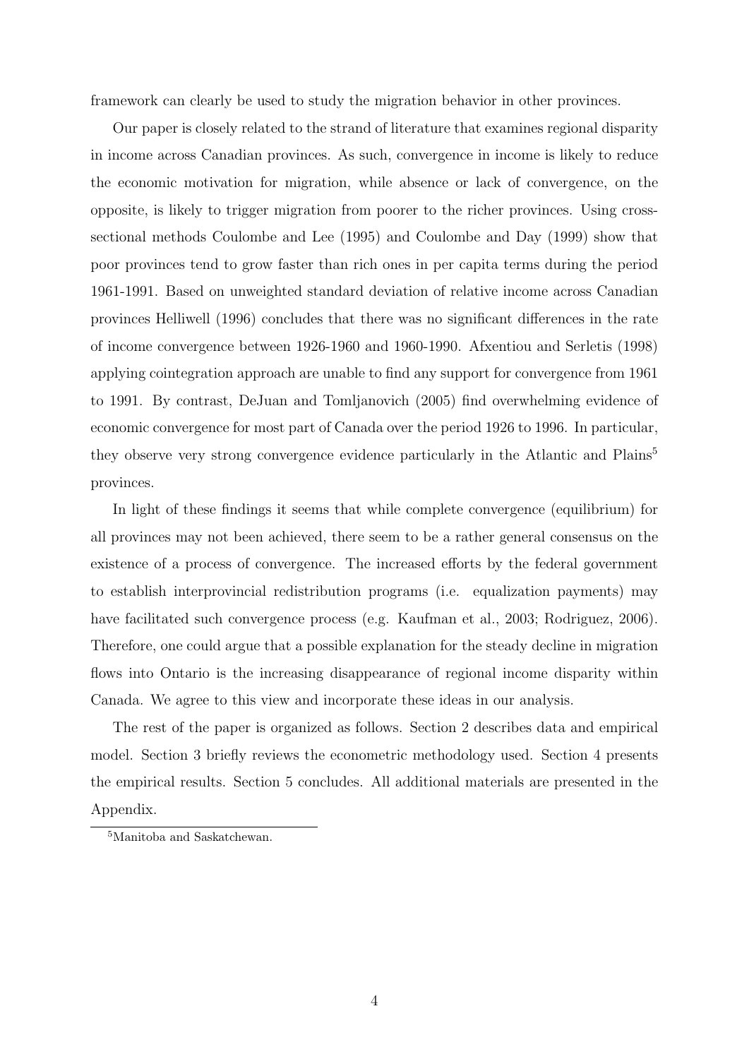framework can clearly be used to study the migration behavior in other provinces.

Our paper is closely related to the strand of literature that examines regional disparity in income across Canadian provinces. As such, convergence in income is likely to reduce the economic motivation for migration, while absence or lack of convergence, on the opposite, is likely to trigger migration from poorer to the richer provinces. Using cross-sectional methods Coulombe and Lee (1995) and Coulombe and Day (1999) show that poor provinces tend to grow faster than rich ones in per capita terms during the period 1961-1991. Based on unweighted standard deviation of relative income across Canadian provinces Helliwell (1996) concludes that there was no significant differences in the rate of income convergence between 1926-1960 and 1960-1990. Afxentiou and Serletis (1998) applying cointegration approach are unable to find any support for convergence from 1961 to 1991. By contrast, DeJuan and Tomljanovich (2005) find overwhelming evidence of economic convergence for most part of Canada over the period 1926 to 1996. In particular, they observe very strong convergence evidence particularly in the Atlantic and Plains[5] provinces.

In light of these findings it seems that while complete convergence (equilibrium) for all provinces may not been achieved, there seem to be a rather general consensus on the existence of a process of convergence. The increased efforts by the federal government to establish interprovincial redistribution programs (i.e. equalization payments) may have facilitated such convergence process (e.g. Kaufman et al., 2003; Rodriguez, 2006). Therefore, one could argue that a possible explanation for the steady decline in migration flows into Ontario is the increasing disappearance of regional income disparity within Canada. We agree to this view and incorporate these ideas in our analysis.

The rest of the paper is organized as follows. Section 2 describes data and empirical model. Section 3 briefly reviews the econometric methodology used. Section 4 presents the empirical results. Section 5 concludes. All additional materials are presented in the Appendix.

[5] Manitoba and Saskatchewan.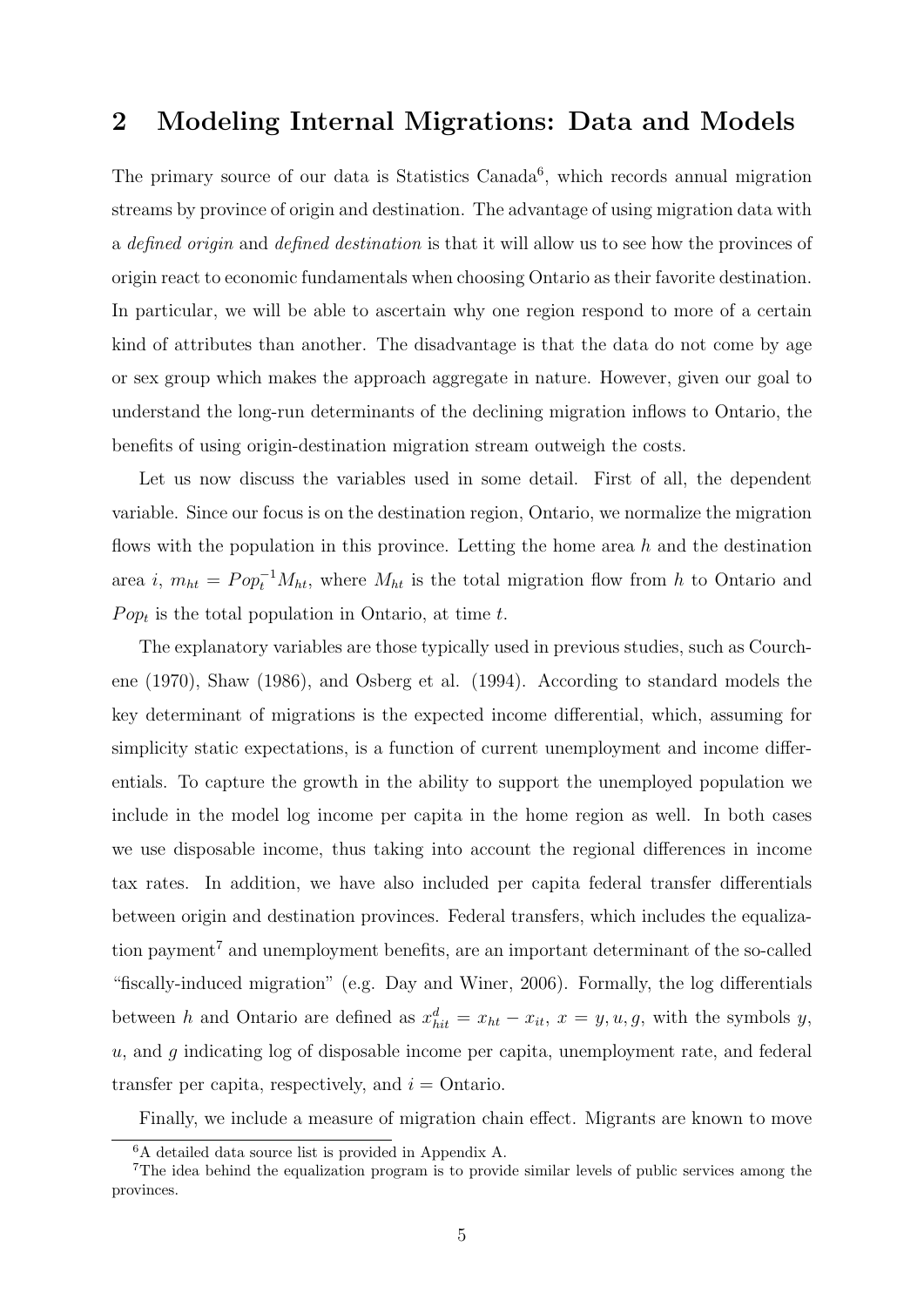## 2 Modeling Internal Migrations: Data and Models

The primary source of our data is Statistics Canada[6], which records annual migration streams by province of origin and destination. The advantage of using migration data with a *defined origin* and *defined destination* is that it will allow us to see how the provinces of origin react to economic fundamentals when choosing Ontario as their favorite destination. In particular, we will be able to ascertain why one region respond to more of a certain kind of attributes than another. The disadvantage is that the data do not come by age or sex group which makes the approach aggregate in nature. However, given our goal to understand the long-run determinants of the declining migration inflows to Ontario, the benefits of using origin-destination migration stream outweigh the costs.

Let us now discuss the variables used in some detail. First of all, the dependent variable. Since our focus is on the destination region, Ontario, we normalize the migration flows with the population in this province. Letting the home area $h$ and the destination area $i$, $m_{ht} = Pop_t^{-1}M_{ht}$, where $M_{ht}$ is the total migration flow from $h$ to Ontario and $Pop_t$ is the total population in Ontario, at time $t$.

The explanatory variables are those typically used in previous studies, such as Courchene (1970), Shaw (1986), and Osberg et al. (1994). According to standard models the key determinant of migrations is the expected income differential, which, assuming for simplicity static expectations, is a function of current unemployment and income differentials. To capture the growth in the ability to support the unemployed population we include in the model log income per capita in the home region as well. In both cases we use disposable income, thus taking into account the regional differences in income tax rates. In addition, we have also included per capita federal transfer differentials between origin and destination provinces. Federal transfers, which includes the equalization payment[7] and unemployment benefits, are an important determinant of the so-called "fiscally-induced migration" (e.g. Day and Winer, 2006). Formally, the log differentials between $h$ and Ontario are defined as $x_{hit}^d = x_{ht} - x_{it}$, $x = y, u, g$, with the symbols $y$, $u$, and $g$ indicating log of disposable income per capita, unemployment rate, and federal transfer per capita, respectively, and $i =$ Ontario.

Finally, we include a measure of migration chain effect. Migrants are known to move

[6] A detailed data source list is provided in Appendix A.

[7] The idea behind the equalization program is to provide similar levels of public services among the provinces.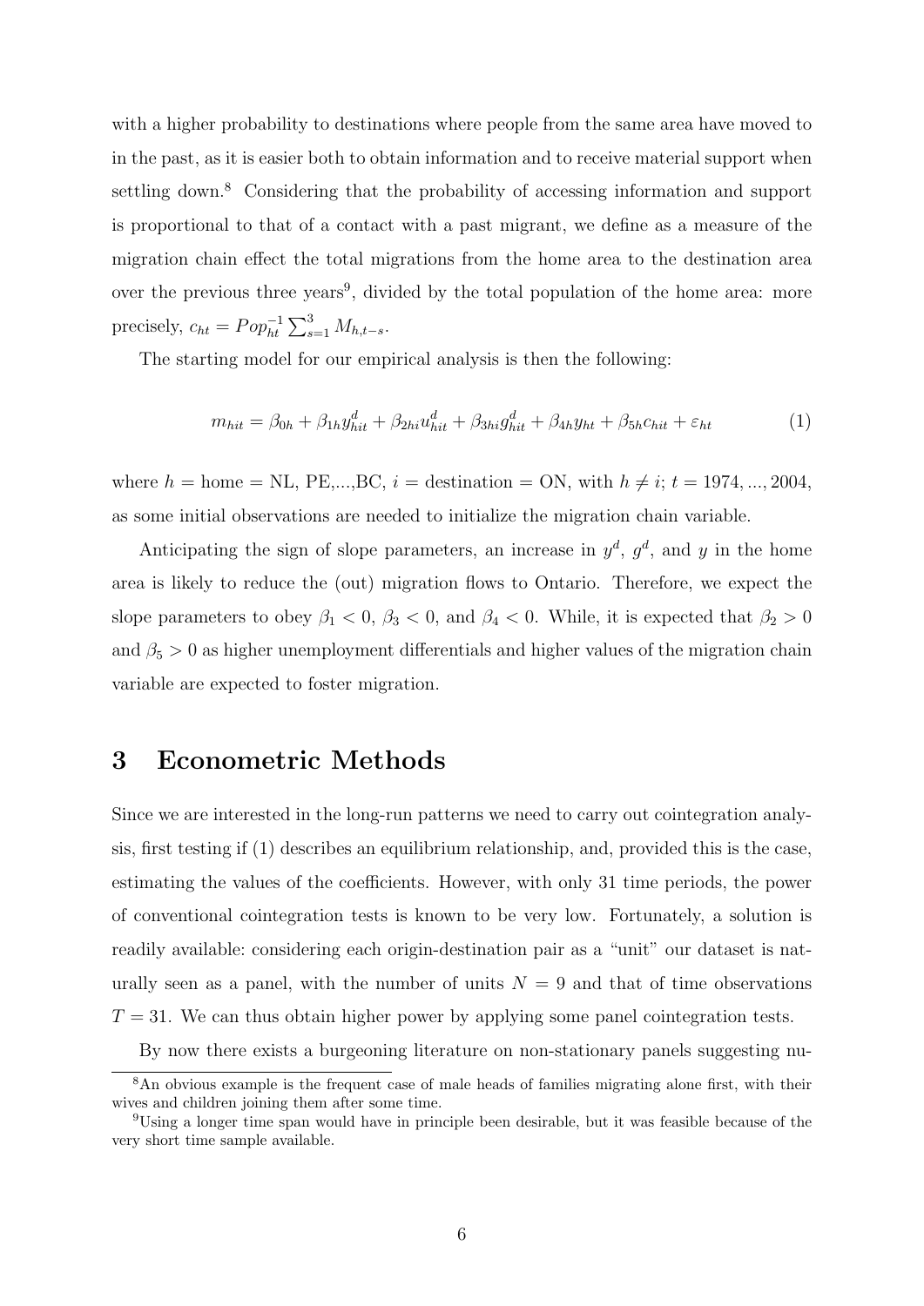with a higher probability to destinations where people from the same area have moved to in the past, as it is easier both to obtain information and to receive material support when settling down.[8] Considering that the probability of accessing information and support is proportional to that of a contact with a past migrant, we define as a measure of the migration chain effect the total migrations from the home area to the destination area over the previous three years[9], divided by the total population of the home area: more precisely, $c_{ht} = Pop_{ht}^{-1} \sum_{s=1}^{3} M_{h,t-s}$.

The starting model for our empirical analysis is then the following:

$$m_{hit} = \beta_{0h} + \beta_{1h} y_{hit}^{d} + \beta_{2hi} u_{hit}^{d} + \beta_{3hi} g_{hit}^{d} + \beta_{4h} y_{ht} + \beta_{5h} c_{hit} + \varepsilon_{ht} \tag{1}$$

where $h$ = home = NL, PE,...,BC, $i$ = destination = ON, with $h \neq i$; $t = 1974, ..., 2004$, as some initial observations are needed to initialize the migration chain variable.

Anticipating the sign of slope parameters, an increase in $y^d$, $g^d$, and $y$ in the home area is likely to reduce the (out) migration flows to Ontario. Therefore, we expect the slope parameters to obey $\beta_1 < 0$, $\beta_3 < 0$, and $\beta_4 < 0$. While, it is expected that $\beta_2 > 0$ and $\beta_5 > 0$ as higher unemployment differentials and higher values of the migration chain variable are expected to foster migration.

# 3 Econometric Methods

Since we are interested in the long-run patterns we need to carry out cointegration analysis, first testing if (1) describes an equilibrium relationship, and, provided this is the case, estimating the values of the coefficients. However, with only 31 time periods, the power of conventional cointegration tests is known to be very low. Fortunately, a solution is readily available: considering each origin-destination pair as a "unit" our dataset is naturally seen as a panel, with the number of units $N = 9$ and that of time observations $T = 31$. We can thus obtain higher power by applying some panel cointegration tests.

By now there exists a burgeoning literature on non-stationary panels suggesting nu-

[8] An obvious example is the frequent case of male heads of families migrating alone first, with their wives and children joining them after some time.

[9] Using a longer time span would have in principle been desirable, but it was feasible because of the very short time sample available.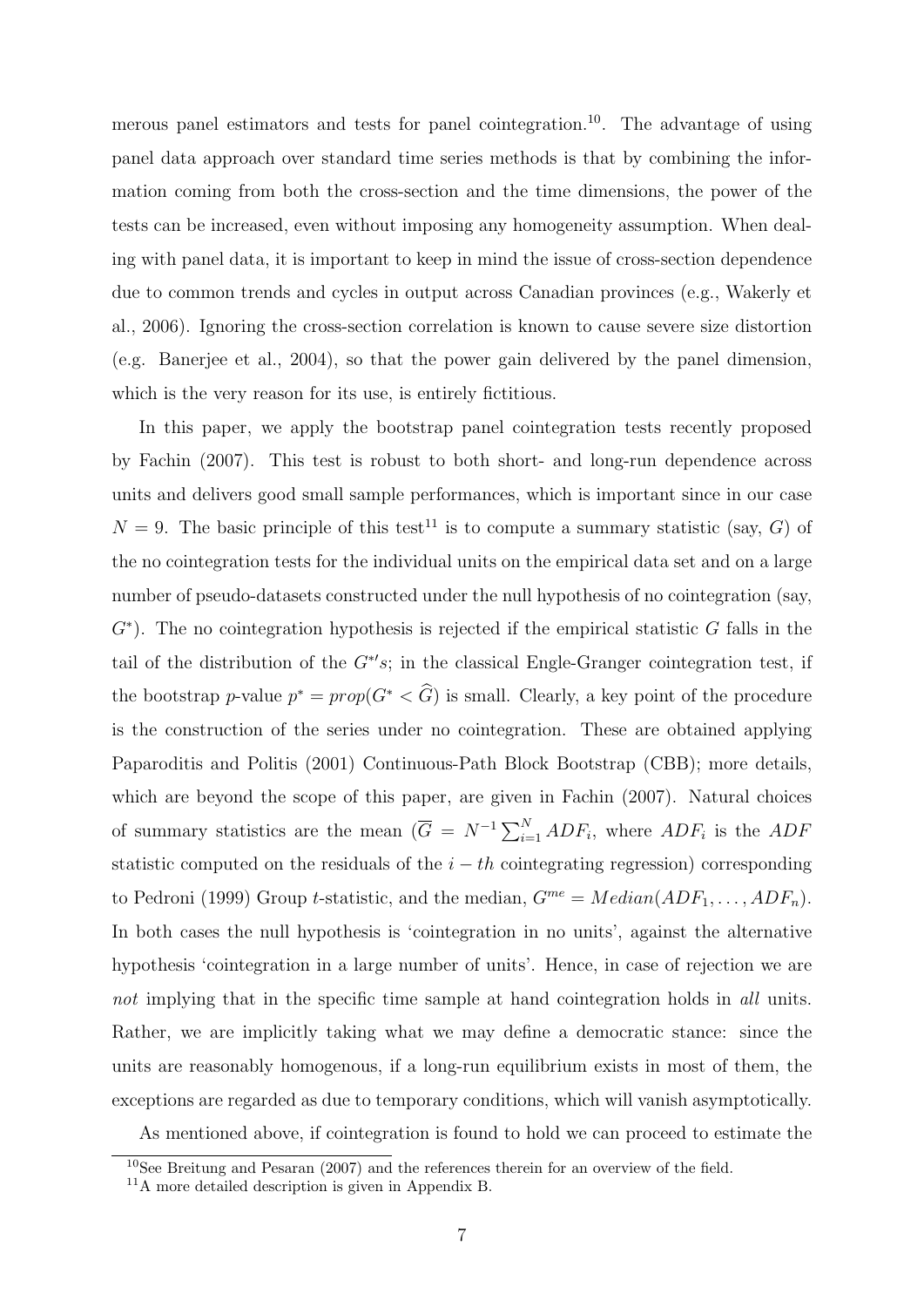merous panel estimators and tests for panel cointegration.[10]. The advantage of using panel data approach over standard time series methods is that by combining the information coming from both the cross-section and the time dimensions, the power of the tests can be increased, even without imposing any homogeneity assumption. When dealing with panel data, it is important to keep in mind the issue of cross-section dependence due to common trends and cycles in output across Canadian provinces (e.g., Wakerly et al., 2006). Ignoring the cross-section correlation is known to cause severe size distortion (e.g. Banerjee et al., 2004), so that the power gain delivered by the panel dimension, which is the very reason for its use, is entirely fictitious.

In this paper, we apply the bootstrap panel cointegration tests recently proposed by Fachin (2007). This test is robust to both short- and long-run dependence across units and delivers good small sample performances, which is important since in our case $N = 9$. The basic principle of this test[11] is to compute a summary statistic (say, $G$) of the no cointegration tests for the individual units on the empirical data set and on a large number of pseudo-datasets constructed under the null hypothesis of no cointegration (say, $G^*$). The no cointegration hypothesis is rejected if the empirical statistic $G$ falls in the tail of the distribution of the $G^{*\prime}s$; in the classical Engle-Granger cointegration test, if the bootstrap $p$-value $p^* = prop(G^* < \widehat{G})$ is small. Clearly, a key point of the procedure is the construction of the series under no cointegration. These are obtained applying Paparoditis and Politis (2001) Continuous-Path Block Bootstrap (CBB); more details, which are beyond the scope of this paper, are given in Fachin (2007). Natural choices of summary statistics are the mean ($\overline{G} = N^{-1}\sum_{i=1}^{N} ADF_i$, where $ADF_i$ is the $ADF$ statistic computed on the residuals of the $i-th$ cointegrating regression) corresponding to Pedroni (1999) Group $t$-statistic, and the median, $G^{me} = Median(ADF_1, \ldots, ADF_n)$. In both cases the null hypothesis is 'cointegration in no units', against the alternative hypothesis 'cointegration in a large number of units'. Hence, in case of rejection we are *not* implying that in the specific time sample at hand cointegration holds in *all* units. Rather, we are implicitly taking what we may define a democratic stance: since the units are reasonably homogenous, if a long-run equilibrium exists in most of them, the exceptions are regarded as due to temporary conditions, which will vanish asymptotically.

As mentioned above, if cointegration is found to hold we can proceed to estimate the

[10]See Breitung and Pesaran (2007) and the references therein for an overview of the field.

[11]A more detailed description is given in Appendix B.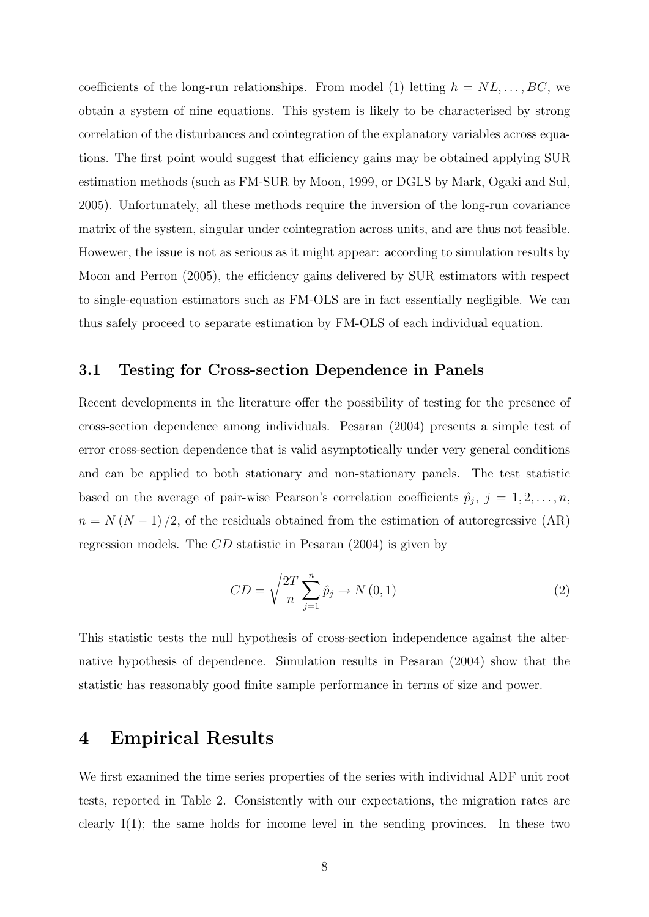coefficients of the long-run relationships. From model (1) letting $h = NL, \ldots, BC$, we obtain a system of nine equations. This system is likely to be characterised by strong correlation of the disturbances and cointegration of the explanatory variables across equations. The first point would suggest that efficiency gains may be obtained applying SUR estimation methods (such as FM-SUR by Moon, 1999, or DGLS by Mark, Ogaki and Sul, 2005). Unfortunately, all these methods require the inversion of the long-run covariance matrix of the system, singular under cointegration across units, and are thus not feasible. However, the issue is not as serious as it might appear: according to simulation results by Moon and Perron (2005), the efficiency gains delivered by SUR estimators with respect to single-equation estimators such as FM-OLS are in fact essentially negligible. We can thus safely proceed to separate estimation by FM-OLS of each individual equation.

### 3.1 Testing for Cross-section Dependence in Panels

Recent developments in the literature offer the possibility of testing for the presence of cross-section dependence among individuals. Pesaran (2004) presents a simple test of error cross-section dependence that is valid asymptotically under very general conditions and can be applied to both stationary and non-stationary panels. The test statistic based on the average of pair-wise Pearson's correlation coefficients $\hat{p}_j$, $j = 1, 2, \ldots, n$, $n = N(N-1)/2$, of the residuals obtained from the estimation of autoregressive (AR) regression models. The $CD$ statistic in Pesaran (2004) is given by

$$CD = \sqrt{\frac{2T}{n}} \sum_{j=1}^{n} \hat{p}_j \rightarrow N(0,1) \tag{2}$$

This statistic tests the null hypothesis of cross-section independence against the alternative hypothesis of dependence. Simulation results in Pesaran (2004) show that the statistic has reasonably good finite sample performance in terms of size and power.

## 4 Empirical Results

We first examined the time series properties of the series with individual ADF unit root tests, reported in Table 2. Consistently with our expectations, the migration rates are clearly I(1); the same holds for income level in the sending provinces. In these two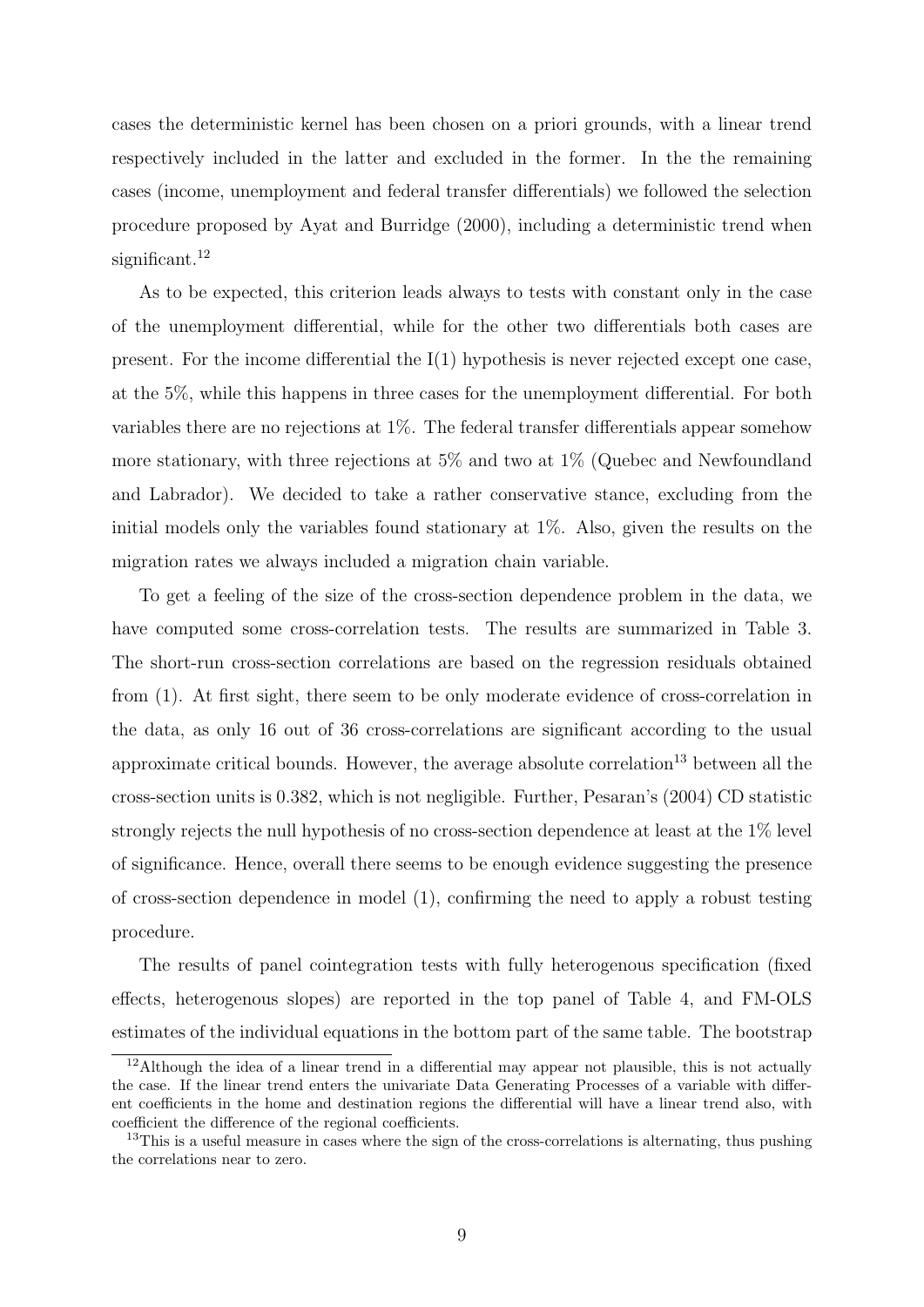cases the deterministic kernel has been chosen on a priori grounds, with a linear trend respectively included in the latter and excluded in the former. In the the remaining cases (income, unemployment and federal transfer differentials) we followed the selection procedure proposed by Ayat and Burridge (2000), including a deterministic trend when significant.[12]

As to be expected, this criterion leads always to tests with constant only in the case of the unemployment differential, while for the other two differentials both cases are present. For the income differential the I(1) hypothesis is never rejected except one case, at the 5%, while this happens in three cases for the unemployment differential. For both variables there are no rejections at 1%. The federal transfer differentials appear somehow more stationary, with three rejections at 5% and two at 1% (Quebec and Newfoundland and Labrador). We decided to take a rather conservative stance, excluding from the initial models only the variables found stationary at 1%. Also, given the results on the migration rates we always included a migration chain variable.

To get a feeling of the size of the cross-section dependence problem in the data, we have computed some cross-correlation tests. The results are summarized in Table 3. The short-run cross-section correlations are based on the regression residuals obtained from (1). At first sight, there seem to be only moderate evidence of cross-correlation in the data, as only 16 out of 36 cross-correlations are significant according to the usual approximate critical bounds. However, the average absolute correlation[13] between all the cross-section units is 0.382, which is not negligible. Further, Pesaran's (2004) CD statistic strongly rejects the null hypothesis of no cross-section dependence at least at the 1% level of significance. Hence, overall there seems to be enough evidence suggesting the presence of cross-section dependence in model (1), confirming the need to apply a robust testing procedure.

The results of panel cointegration tests with fully heterogenous specification (fixed effects, heterogenous slopes) are reported in the top panel of Table 4, and FM-OLS estimates of the individual equations in the bottom part of the same table. The bootstrap

[12] Although the idea of a linear trend in a differential may appear not plausible, this is not actually the case. If the linear trend enters the univariate Data Generating Processes of a variable with different coefficients in the home and destination regions the differential will have a linear trend also, with coefficient the difference of the regional coefficients.

[13] This is a useful measure in cases where the sign of the cross-correlations is alternating, thus pushing the correlations near to zero.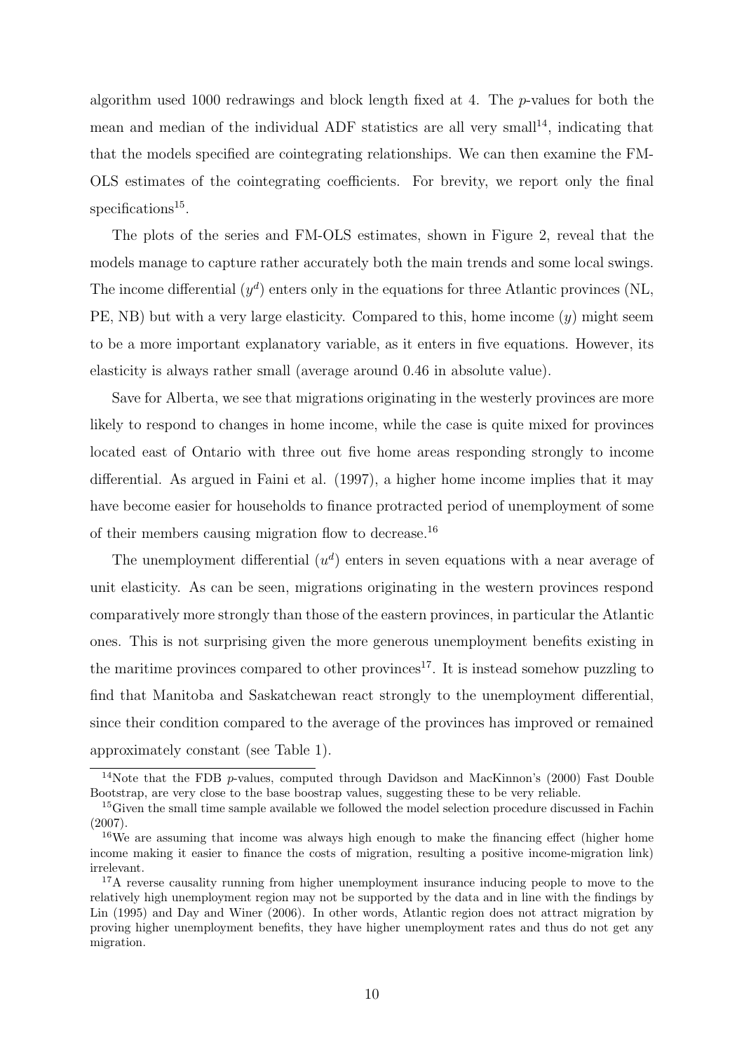algorithm used 1000 redrawings and block length fixed at 4. The $p$-values for both the mean and median of the individual ADF statistics are all very small[14], indicating that that the models specified are cointegrating relationships. We can then examine the FM-OLS estimates of the cointegrating coefficients. For brevity, we report only the final specifications[15].

The plots of the series and FM-OLS estimates, shown in Figure 2, reveal that the models manage to capture rather accurately both the main trends and some local swings. The income differential ($y^d$) enters only in the equations for three Atlantic provinces (NL, PE, NB) but with a very large elasticity. Compared to this, home income ($y$) might seem to be a more important explanatory variable, as it enters in five equations. However, its elasticity is always rather small (average around 0.46 in absolute value).

Save for Alberta, we see that migrations originating in the westerly provinces are more likely to respond to changes in home income, while the case is quite mixed for provinces located east of Ontario with three out five home areas responding strongly to income differential. As argued in Faini et al. (1997), a higher home income implies that it may have become easier for households to finance protracted period of unemployment of some of their members causing migration flow to decrease.[16]

The unemployment differential ($u^d$) enters in seven equations with a near average of unit elasticity. As can be seen, migrations originating in the western provinces respond comparatively more strongly than those of the eastern provinces, in particular the Atlantic ones. This is not surprising given the more generous unemployment benefits existing in the maritime provinces compared to other provinces[17]. It is instead somehow puzzling to find that Manitoba and Saskatchewan react strongly to the unemployment differential, since their condition compared to the average of the provinces has improved or remained approximately constant (see Table 1).

---

[14]Note that the FDB $p$-values, computed through Davidson and MacKinnon's (2000) Fast Double Bootstrap, are very close to the base boostrap values, suggesting these to be very reliable.

[15]Given the small time sample available we followed the model selection procedure discussed in Fachin (2007).

[16]We are assuming that income was always high enough to make the financing effect (higher home income making it easier to finance the costs of migration, resulting a positive income-migration link) irrelevant.

[17]A reverse causality running from higher unemployment insurance inducing people to move to the relatively high unemployment region may not be supported by the data and in line with the findings by Lin (1995) and Day and Winer (2006). In other words, Atlantic region does not attract migration by proving higher unemployment benefits, they have higher unemployment rates and thus do not get any migration.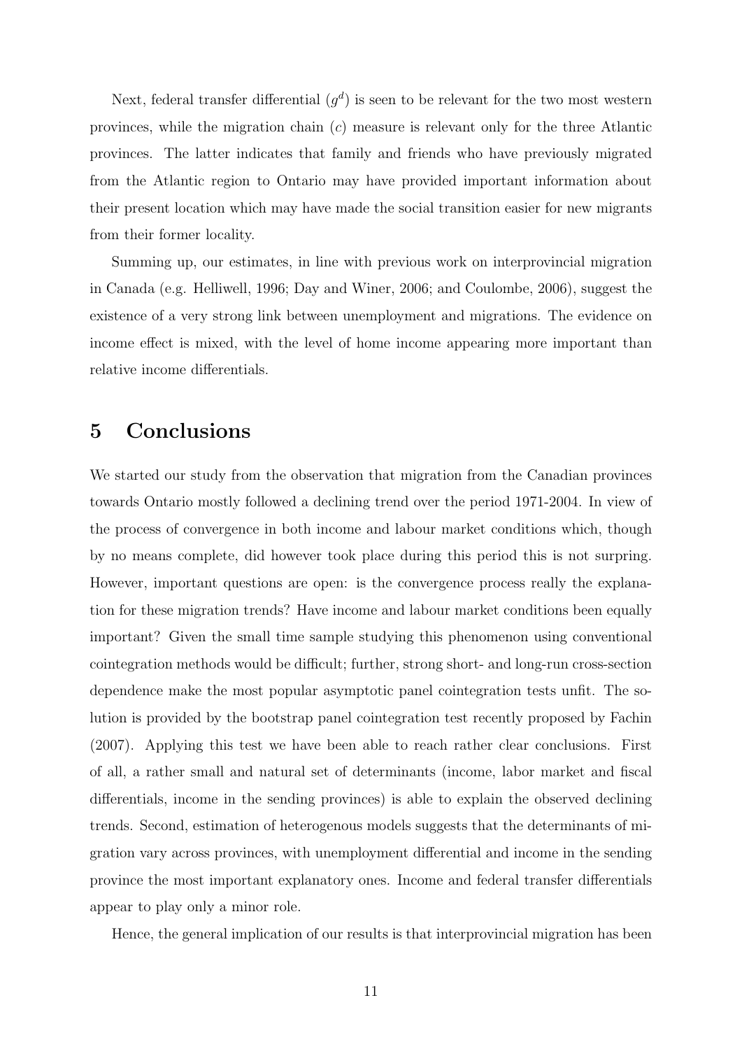Next, federal transfer differential ($g^d$) is seen to be relevant for the two most western provinces, while the migration chain ($c$) measure is relevant only for the three Atlantic provinces. The latter indicates that family and friends who have previously migrated from the Atlantic region to Ontario may have provided important information about their present location which may have made the social transition easier for new migrants from their former locality.

Summing up, our estimates, in line with previous work on interprovincial migration in Canada (e.g. Helliwell, 1996; Day and Winer, 2006; and Coulombe, 2006), suggest the existence of a very strong link between unemployment and migrations. The evidence on income effect is mixed, with the level of home income appearing more important than relative income differentials.

# 5 Conclusions

We started our study from the observation that migration from the Canadian provinces towards Ontario mostly followed a declining trend over the period 1971-2004. In view of the process of convergence in both income and labour market conditions which, though by no means complete, did however took place during this period this is not surpring. However, important questions are open: is the convergence process really the explanation for these migration trends? Have income and labour market conditions been equally important? Given the small time sample studying this phenomenon using conventional cointegration methods would be difficult; further, strong short- and long-run cross-section dependence make the most popular asymptotic panel cointegration tests unfit. The solution is provided by the bootstrap panel cointegration test recently proposed by Fachin (2007). Applying this test we have been able to reach rather clear conclusions. First of all, a rather small and natural set of determinants (income, labor market and fiscal differentials, income in the sending provinces) is able to explain the observed declining trends. Second, estimation of heterogenous models suggests that the determinants of migration vary across provinces, with unemployment differential and income in the sending province the most important explanatory ones. Income and federal transfer differentials appear to play only a minor role.

Hence, the general implication of our results is that interprovincial migration has been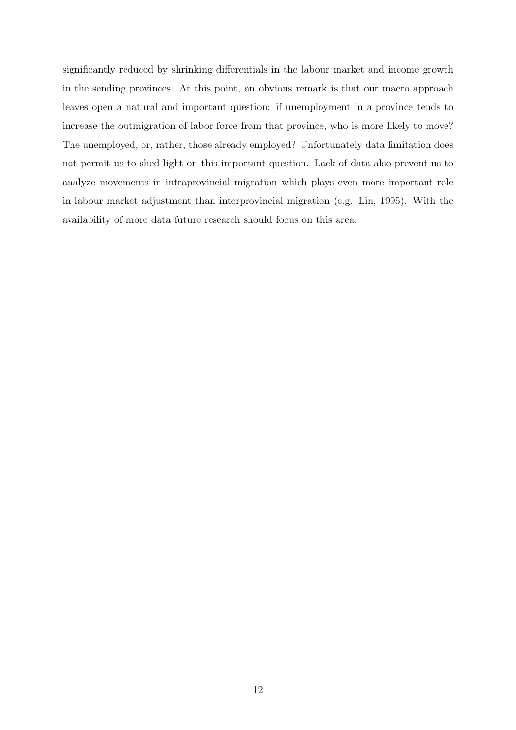significantly reduced by shrinking differentials in the labour market and income growth in the sending provinces. At this point, an obvious remark is that our macro approach leaves open a natural and important question: if unemployment in a province tends to increase the outmigration of labor force from that province, who is more likely to move? The unemployed, or, rather, those already employed? Unfortunately data limitation does not permit us to shed light on this important question. Lack of data also prevent us to analyze movements in intraprovincial migration which plays even more important role in labour market adjustment than interprovincial migration (e.g. Lin, 1995). With the availability of more data future research should focus on this area.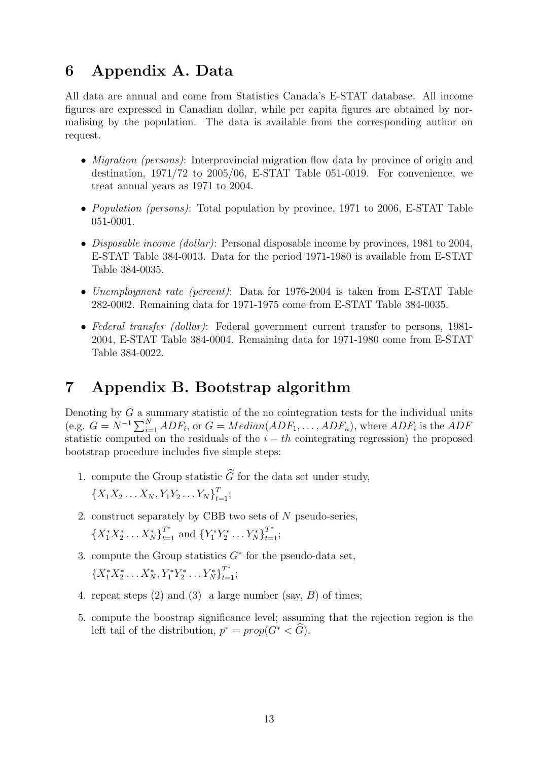# 6 Appendix A. Data

All data are annual and come from Statistics Canada's E-STAT database. All income figures are expressed in Canadian dollar, while per capita figures are obtained by normalising by the population. The data is available from the corresponding author on request.

- *Migration (persons)*: Interprovincial migration flow data by province of origin and destination, 1971/72 to 2005/06, E-STAT Table 051-0019. For convenience, we treat annual years as 1971 to 2004.
- *Population (persons)*: Total population by province, 1971 to 2006, E-STAT Table 051-0001.
- *Disposable income (dollar)*: Personal disposable income by provinces, 1981 to 2004, E-STAT Table 384-0013. Data for the period 1971-1980 is available from E-STAT Table 384-0035.
- *Unemployment rate (percent)*: Data for 1976-2004 is taken from E-STAT Table 282-0002. Remaining data for 1971-1975 come from E-STAT Table 384-0035.
- *Federal transfer (dollar)*: Federal government current transfer to persons, 1981-2004, E-STAT Table 384-0004. Remaining data for 1971-1980 come from E-STAT Table 384-0022.

# 7 Appendix B. Bootstrap algorithm

Denoting by $G$ a summary statistic of the no cointegration tests for the individual units (e.g. $G = N^{-1}\sum_{i=1}^{N} ADF_i$, or $G = Median(ADF_1, \ldots, ADF_n)$, where $ADF_i$ is the $ADF$ statistic computed on the residuals of the $i-th$ cointegrating regression) the proposed bootstrap procedure includes five simple steps:

1. compute the Group statistic $\widehat{G}$ for the data set under study, $\{X_1 X_2 \ldots X_N, Y_1 Y_2 \ldots Y_N\}_{t=1}^{T}$;
2. construct separately by CBB two sets of $N$ pseudo-series, $\{X_1^* X_2^* \ldots X_N^*\}_{t=1}^{T^*}$ and $\{Y_1^* Y_2^* \ldots Y_N^*\}_{t=1}^{T^*}$;
3. compute the Group statistics $G^*$ for the pseudo-data set, $\{X_1^* X_2^* \ldots X_N^*, Y_1^* Y_2^* \ldots Y_N^*\}_{t=1}^{T^*}$;
4. repeat steps (2) and (3) a large number (say, $B$) of times;
5. compute the boostrap significance level; assuming that the rejection region is the left tail of the distribution, $p^* = prop(G^* < \widehat{G})$.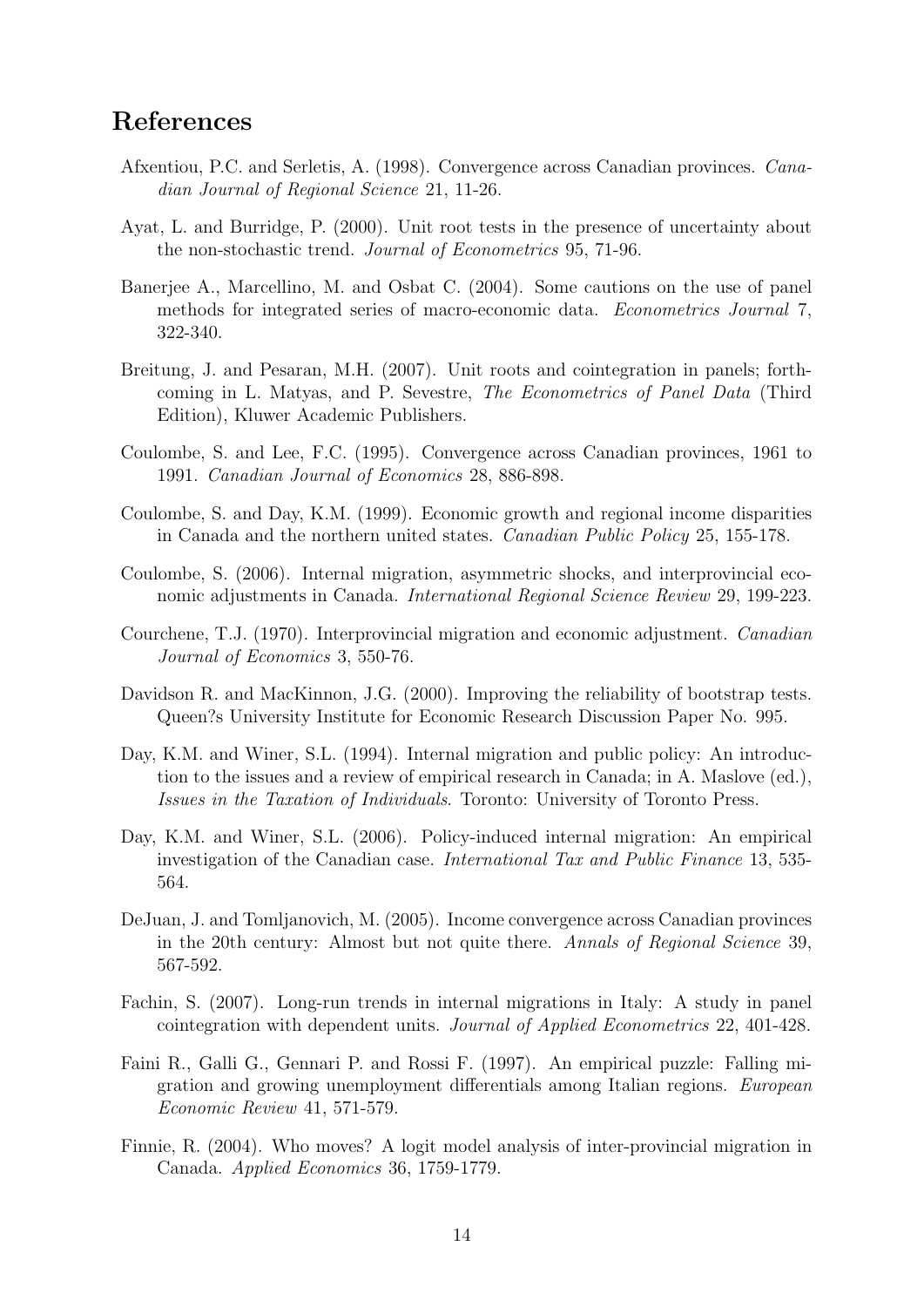## References

Afxentiou, P.C. and Serletis, A. (1998). Convergence across Canadian provinces. *Canadian Journal of Regional Science* 21, 11-26.

Ayat, L. and Burridge, P. (2000). Unit root tests in the presence of uncertainty about the non-stochastic trend. *Journal of Econometrics* 95, 71-96.

Banerjee A., Marcellino, M. and Osbat C. (2004). Some cautions on the use of panel methods for integrated series of macro-economic data. *Econometrics Journal* 7, 322-340.

Breitung, J. and Pesaran, M.H. (2007). Unit roots and cointegration in panels; forthcoming in L. Matyas, and P. Sevestre, *The Econometrics of Panel Data* (Third Edition), Kluwer Academic Publishers.

Coulombe, S. and Lee, F.C. (1995). Convergence across Canadian provinces, 1961 to 1991. *Canadian Journal of Economics* 28, 886-898.

Coulombe, S. and Day, K.M. (1999). Economic growth and regional income disparities in Canada and the northern united states. *Canadian Public Policy* 25, 155-178.

Coulombe, S. (2006). Internal migration, asymmetric shocks, and interprovincial economic adjustments in Canada. *International Regional Science Review* 29, 199-223.

Courchene, T.J. (1970). Interprovincial migration and economic adjustment. *Canadian Journal of Economics* 3, 550-76.

Davidson R. and MacKinnon, J.G. (2000). Improving the reliability of bootstrap tests. Queen?s University Institute for Economic Research Discussion Paper No. 995.

Day, K.M. and Winer, S.L. (1994). Internal migration and public policy: An introduction to the issues and a review of empirical research in Canada; in A. Maslove (ed.), *Issues in the Taxation of Individuals*. Toronto: University of Toronto Press.

Day, K.M. and Winer, S.L. (2006). Policy-induced internal migration: An empirical investigation of the Canadian case. *International Tax and Public Finance* 13, 535-564.

DeJuan, J. and Tomljanovich, M. (2005). Income convergence across Canadian provinces in the 20th century: Almost but not quite there. *Annals of Regional Science* 39, 567-592.

Fachin, S. (2007). Long-run trends in internal migrations in Italy: A study in panel cointegration with dependent units. *Journal of Applied Econometrics* 22, 401-428.

Faini R., Galli G., Gennari P. and Rossi F. (1997). An empirical puzzle: Falling migration and growing unemployment differentials among Italian regions. *European Economic Review* 41, 571-579.

Finnie, R. (2004). Who moves? A logit model analysis of inter-provincial migration in Canada. *Applied Economics* 36, 1759-1779.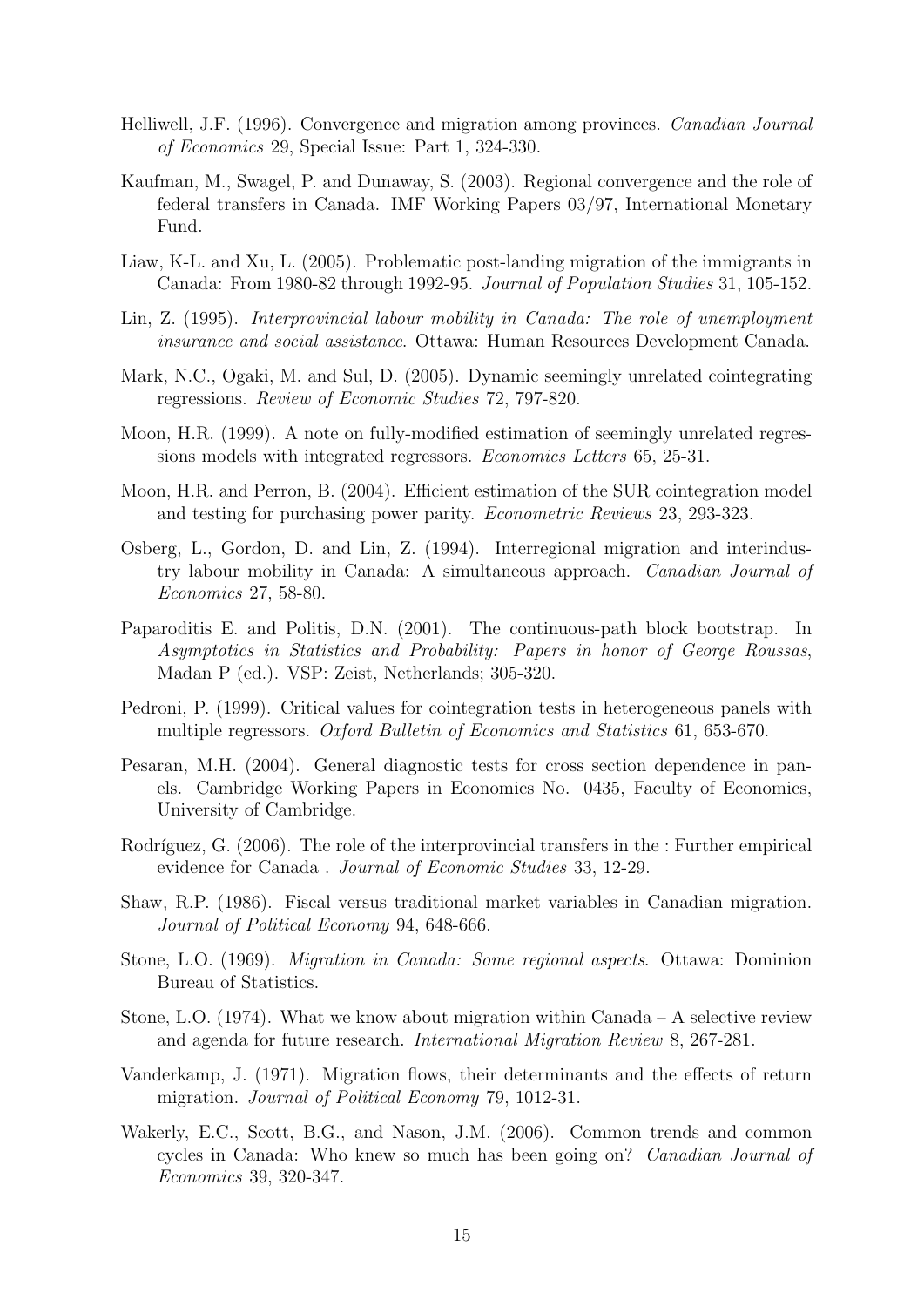Helliwell, J.F. (1996). Convergence and migration among provinces. *Canadian Journal of Economics* 29, Special Issue: Part 1, 324-330.

Kaufman, M., Swagel, P. and Dunaway, S. (2003). Regional convergence and the role of federal transfers in Canada. IMF Working Papers 03/97, International Monetary Fund.

Liaw, K-L. and Xu, L. (2005). Problematic post-landing migration of the immigrants in Canada: From 1980-82 through 1992-95. *Journal of Population Studies* 31, 105-152.

Lin, Z. (1995). *Interprovincial labour mobility in Canada: The role of unemployment insurance and social assistance*. Ottawa: Human Resources Development Canada.

Mark, N.C., Ogaki, M. and Sul, D. (2005). Dynamic seemingly unrelated cointegrating regressions. *Review of Economic Studies* 72, 797-820.

Moon, H.R. (1999). A note on fully-modified estimation of seemingly unrelated regressions models with integrated regressors. *Economics Letters* 65, 25-31.

Moon, H.R. and Perron, B. (2004). Efficient estimation of the SUR cointegration model and testing for purchasing power parity. *Econometric Reviews* 23, 293-323.

Osberg, L., Gordon, D. and Lin, Z. (1994). Interregional migration and interindustry labour mobility in Canada: A simultaneous approach. *Canadian Journal of Economics* 27, 58-80.

Paparoditis E. and Politis, D.N. (2001). The continuous-path block bootstrap. In *Asymptotics in Statistics and Probability: Papers in honor of George Roussas*, Madan P (ed.). VSP: Zeist, Netherlands; 305-320.

Pedroni, P. (1999). Critical values for cointegration tests in heterogeneous panels with multiple regressors. *Oxford Bulletin of Economics and Statistics* 61, 653-670.

Pesaran, M.H. (2004). General diagnostic tests for cross section dependence in panels. Cambridge Working Papers in Economics No. 0435, Faculty of Economics, University of Cambridge.

Rodríguez, G. (2006). The role of the interprovincial transfers in the : Further empirical evidence for Canada . *Journal of Economic Studies* 33, 12-29.

Shaw, R.P. (1986). Fiscal versus traditional market variables in Canadian migration. *Journal of Political Economy* 94, 648-666.

Stone, L.O. (1969). *Migration in Canada: Some regional aspects*. Ottawa: Dominion Bureau of Statistics.

Stone, L.O. (1974). What we know about migration within Canada – A selective review and agenda for future research. *International Migration Review* 8, 267-281.

Vanderkamp, J. (1971). Migration flows, their determinants and the effects of return migration. *Journal of Political Economy* 79, 1012-31.

Wakerly, E.C., Scott, B.G., and Nason, J.M. (2006). Common trends and common cycles in Canada: Who knew so much has been going on? *Canadian Journal of Economics* 39, 320-347.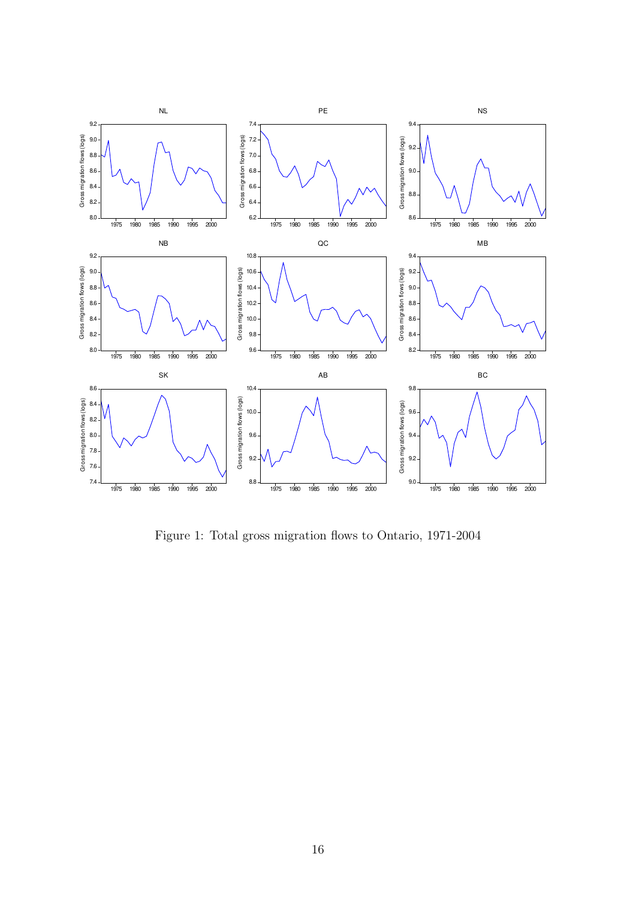Figure 1: Total gross migration flows to Ontario, 1971-2004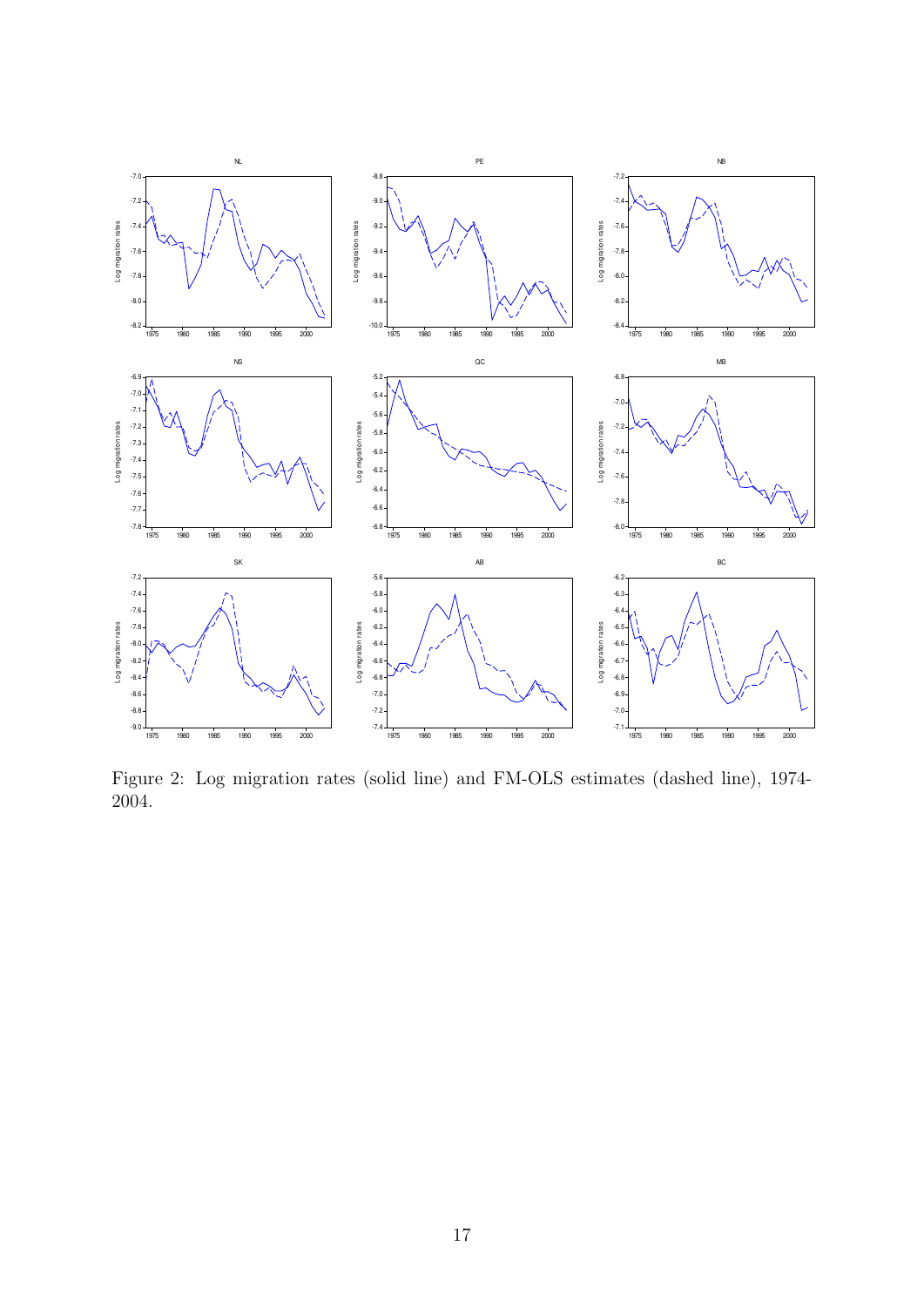Figure 2: Log migration rates (solid line) and FM-OLS estimates (dashed line), 1974-2004.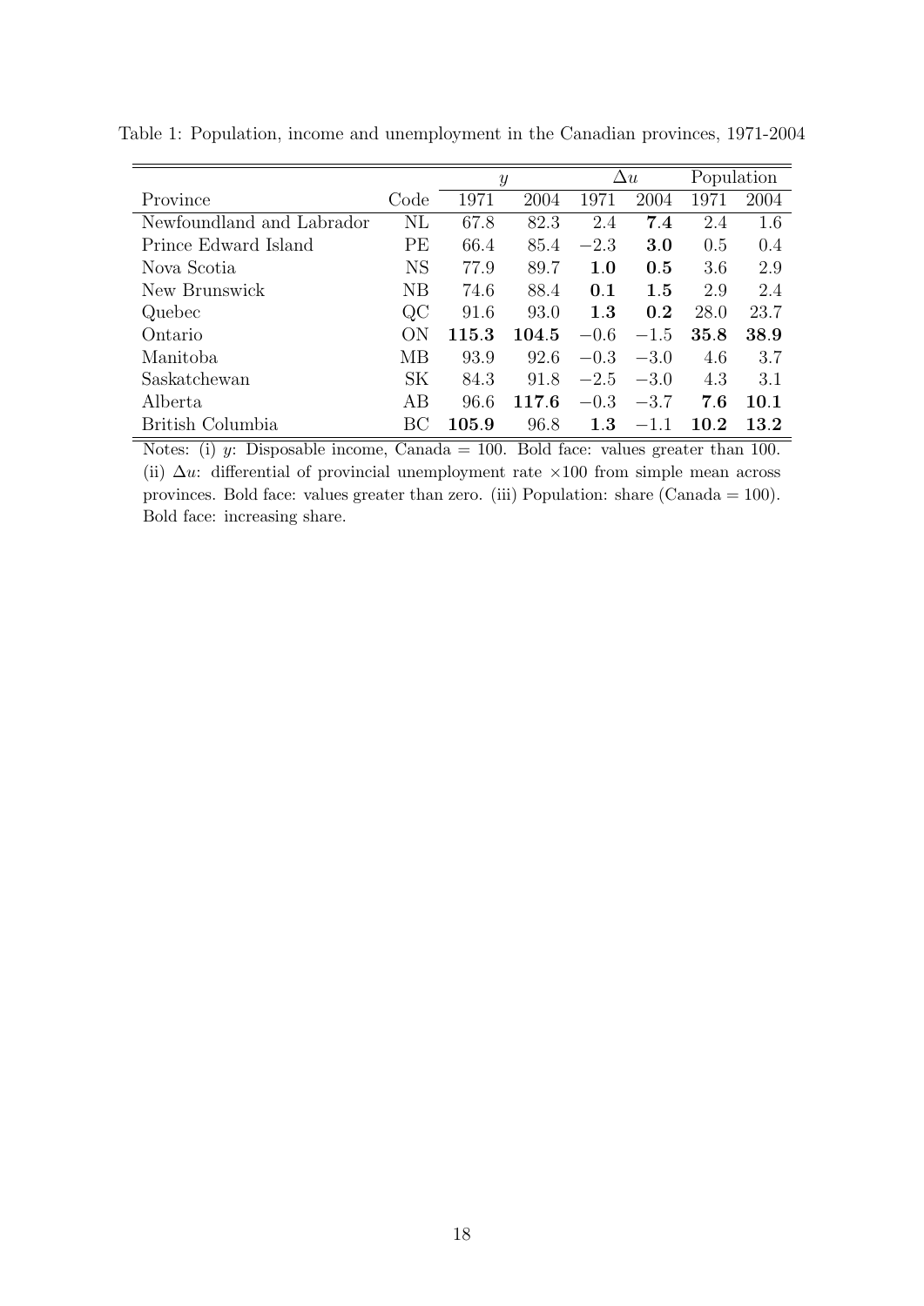Table 1: Population, income and unemployment in the Canadian provinces, 1971-2004

| | | $y$ | | $\Delta u$ | | Population | |
|---|---|---|---|---|---|---|---|
| Province | Code | 1971 | 2004 | 1971 | 2004 | 1971 | 2004 |
| Newfoundland and Labrador | NL | 67.8 | 82.3 | 2.4 | **7.4** | 2.4 | 1.6 |
| Prince Edward Island | PE | 66.4 | 85.4 | $-2.3$ | **3.0** | 0.5 | 0.4 |
| Nova Scotia | NS | 77.9 | 89.7 | **1.0** | **0.5** | 3.6 | 2.9 |
| New Brunswick | NB | 74.6 | 88.4 | **0.1** | **1.5** | 2.9 | 2.4 |
| Quebec | QC | 91.6 | 93.0 | **1.3** | **0.2** | 28.0 | 23.7 |
| Ontario | ON | **115.3** | **104.5** | $-0.6$ | $-1.5$ | **35.8** | **38.9** |
| Manitoba | MB | 93.9 | 92.6 | $-0.3$ | $-3.0$ | 4.6 | 3.7 |
| Saskatchewan | SK | 84.3 | 91.8 | $-2.5$ | $-3.0$ | 4.3 | 3.1 |
| Alberta | AB | 96.6 | **117.6** | $-0.3$ | $-3.7$ | **7.6** | **10.1** |
| British Columbia | BC | **105.9** | 96.8 | **1.3** | $-1.1$ | **10.2** | **13.2** |

Notes: (i) $y$: Disposable income, Canada = 100. Bold face: values greater than 100. (ii) $\Delta u$: differential of provincial unemployment rate $\times 100$ from simple mean across provinces. Bold face: values greater than zero. (iii) Population: share (Canada = 100). Bold face: increasing share.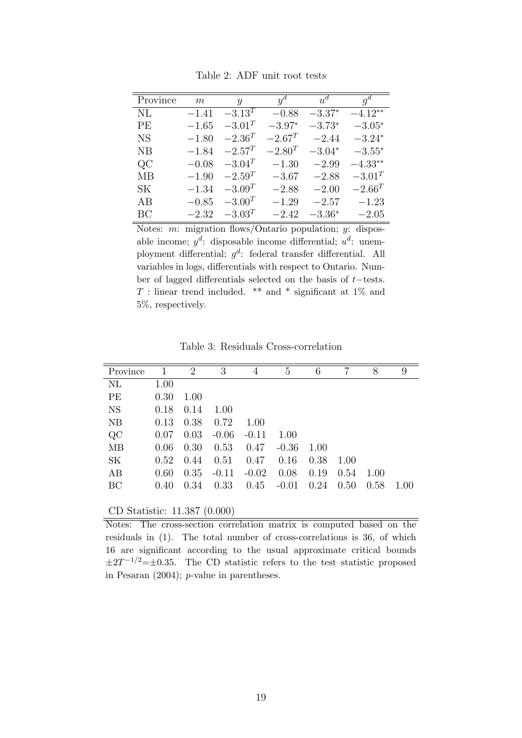Table 2: ADF unit root tests

| Province | $m$ | $y$ | $y^d$ | $u^d$ | $g^d$ |
|---|---|---|---|---|---|
| NL | $-1.41$ | $-3.13^T$ | $-0.88$ | $-3.37^*$ | $-4.12^{**}$ |
| PE | $-1.65$ | $-3.01^T$ | $-3.97^*$ | $-3.73^*$ | $-3.05^*$ |
| NS | $-1.80$ | $-2.36^T$ | $-2.67^T$ | $-2.44$ | $-3.24^*$ |
| NB | $-1.84$ | $-2.57^T$ | $-2.80^T$ | $-3.04^*$ | $-3.55^*$ |
| QC | $-0.08$ | $-3.04^T$ | $-1.30$ | $-2.99$ | $-4.33^{**}$ |
| MB | $-1.90$ | $-2.59^T$ | $-3.67$ | $-2.88$ | $-3.01^T$ |
| SK | $-1.34$ | $-3.09^T$ | $-2.88$ | $-2.00$ | $-2.66^T$ |
| AB | $-0.85$ | $-3.00^T$ | $-1.29$ | $-2.57$ | $-1.23$ |
| BC | $-2.32$ | $-3.03^T$ | $-2.42$ | $-3.36^*$ | $-2.05$ |

Notes: $m$: migration flows/Ontario population; $y$: disposable income; $y^d$: disposable income differential; $u^d$: unemployment differential; $g^d$: federal transfer differential. All variables in logs, differentials with respect to Ontario. Number of lagged differentials selected on the basis of $t-$tests. $T$ : linear trend included. ** and * significant at 1% and 5%, respectively.

Table 3: Residuals Cross-correlation

| Province | 1 | 2 | 3 | 4 | 5 | 6 | 7 | 8 | 9 |
|---|---|---|---|---|---|---|---|---|---|
| NL | 1.00 | | | | | | | | |
| PE | 0.30 | 1.00 | | | | | | | |
| NS | 0.18 | 0.14 | 1.00 | | | | | | |
| NB | 0.13 | 0.38 | 0.72 | 1.00 | | | | | |
| QC | 0.07 | 0.03 | -0.06 | -0.11 | 1.00 | | | | |
| MB | 0.06 | 0.30 | 0.53 | 0.47 | -0.36 | 1.00 | | | |
| SK | 0.52 | 0.44 | 0.51 | 0.47 | 0.16 | 0.38 | 1.00 | | |
| AB | 0.60 | 0.35 | -0.11 | -0.02 | 0.08 | 0.19 | 0.54 | 1.00 | |
| BC | 0.40 | 0.34 | 0.33 | 0.45 | -0.01 | 0.24 | 0.50 | 0.58 | 1.00 |

CD Statistic: 11.387 (0.000)

Notes: The cross-section correlation matrix is computed based on the residuals in (1). The total number of cross-correlations is 36, of which 16 are significant according to the usual approximate critical bounds $\pm 2T^{-1/2}=\pm 0.35$. The CD statistic refers to the test statistic proposed in Pesaran (2004); $p$-value in parentheses.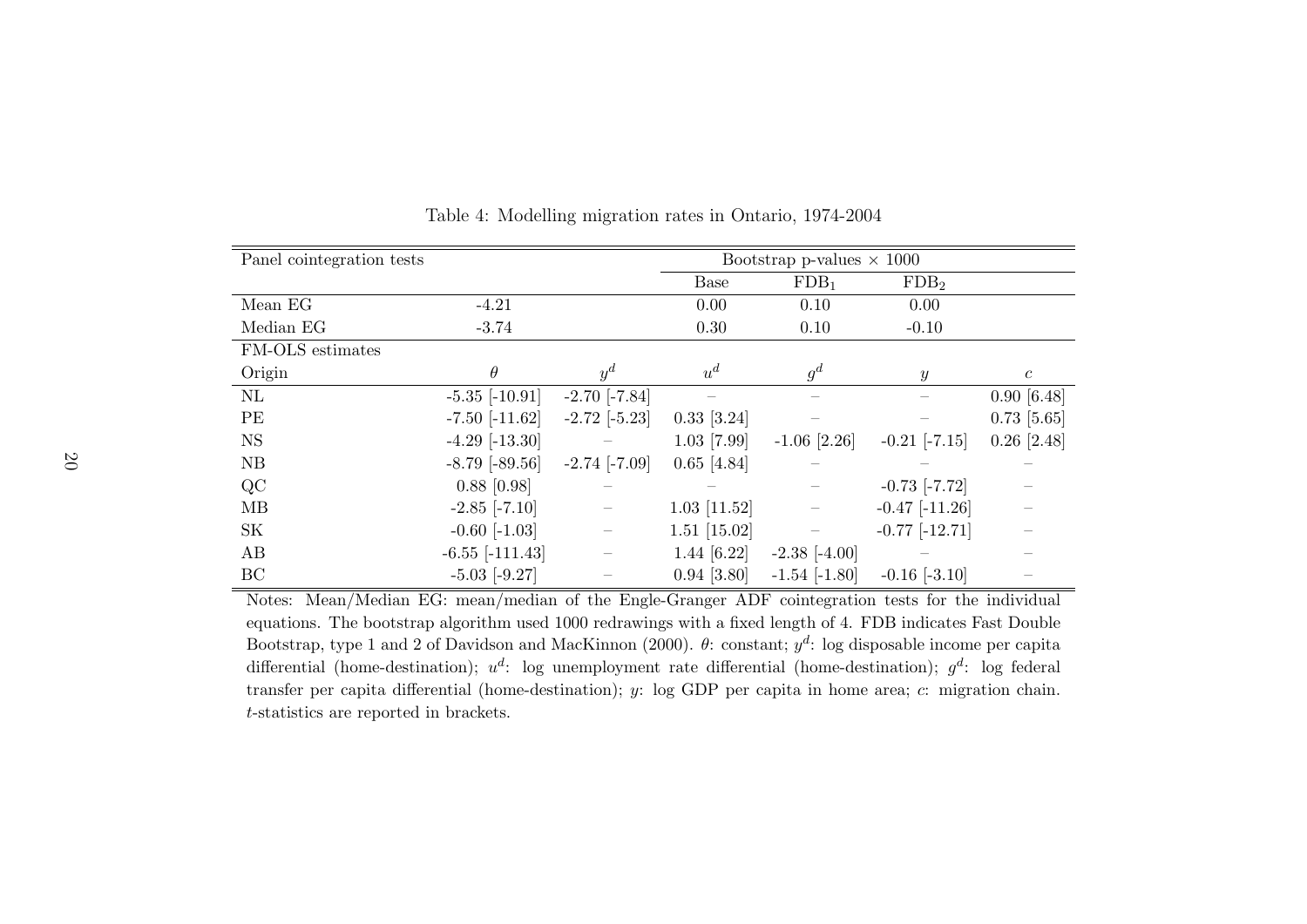Table 4: Modelling migration rates in Ontario, 1974-2004

| Panel cointegration tests | | | Bootstrap p-values × 1000 | | | |
|---|---|---|---|---|---|---|
| | | | Base | $FDB_1$ | $FDB_2$ | |
| Mean EG | -4.21 | | 0.00 | 0.10 | 0.00 | |
| Median EG | -3.74 | | 0.30 | 0.10 | -0.10 | |
| FM-OLS estimates | | | | | | |
| Origin | $\theta$ | $y^d$ | $u^d$ | $g^d$ | $y$ | $c$ |
| NL | -5.35 [-10.91] | -2.70 [-7.84] | – | – | – | 0.90 [6.48] |
| PE | -7.50 [-11.62] | -2.72 [-5.23] | 0.33 [3.24] | – | – | 0.73 [5.65] |
| NS | -4.29 [-13.30] | – | 1.03 [7.99] | -1.06 [2.26] | -0.21 [-7.15] | 0.26 [2.48] |
| NB | -8.79 [-89.56] | -2.74 [-7.09] | 0.65 [4.84] | – | – | – |
| QC | 0.88 [0.98] | – | – | – | -0.73 [-7.72] | – |
| MB | -2.85 [-7.10] | – | 1.03 [11.52] | – | -0.47 [-11.26] | – |
| SK | -0.60 [-1.03] | – | 1.51 [15.02] | – | -0.77 [-12.71] | – |
| AB | -6.55 [-111.43] | – | 1.44 [6.22] | -2.38 [-4.00] | – | – |
| BC | -5.03 [-9.27] | – | 0.94 [3.80] | -1.54 [-1.80] | -0.16 [-3.10] | – |

Notes: Mean/Median EG: mean/median of the Engle-Granger ADF cointegration tests for the individual equations. The bootstrap algorithm used 1000 redrawings with a fixed length of 4. FDB indicates Fast Double Bootstrap, type 1 and 2 of Davidson and MacKinnon (2000). $\theta$: constant; $y^d$: log disposable income per capita differential (home-destination); $u^d$: log unemployment rate differential (home-destination); $g^d$: log federal transfer per capita differential (home-destination); $y$: log GDP per capita in home area; $c$: migration chain. $t$-statistics are reported in brackets.